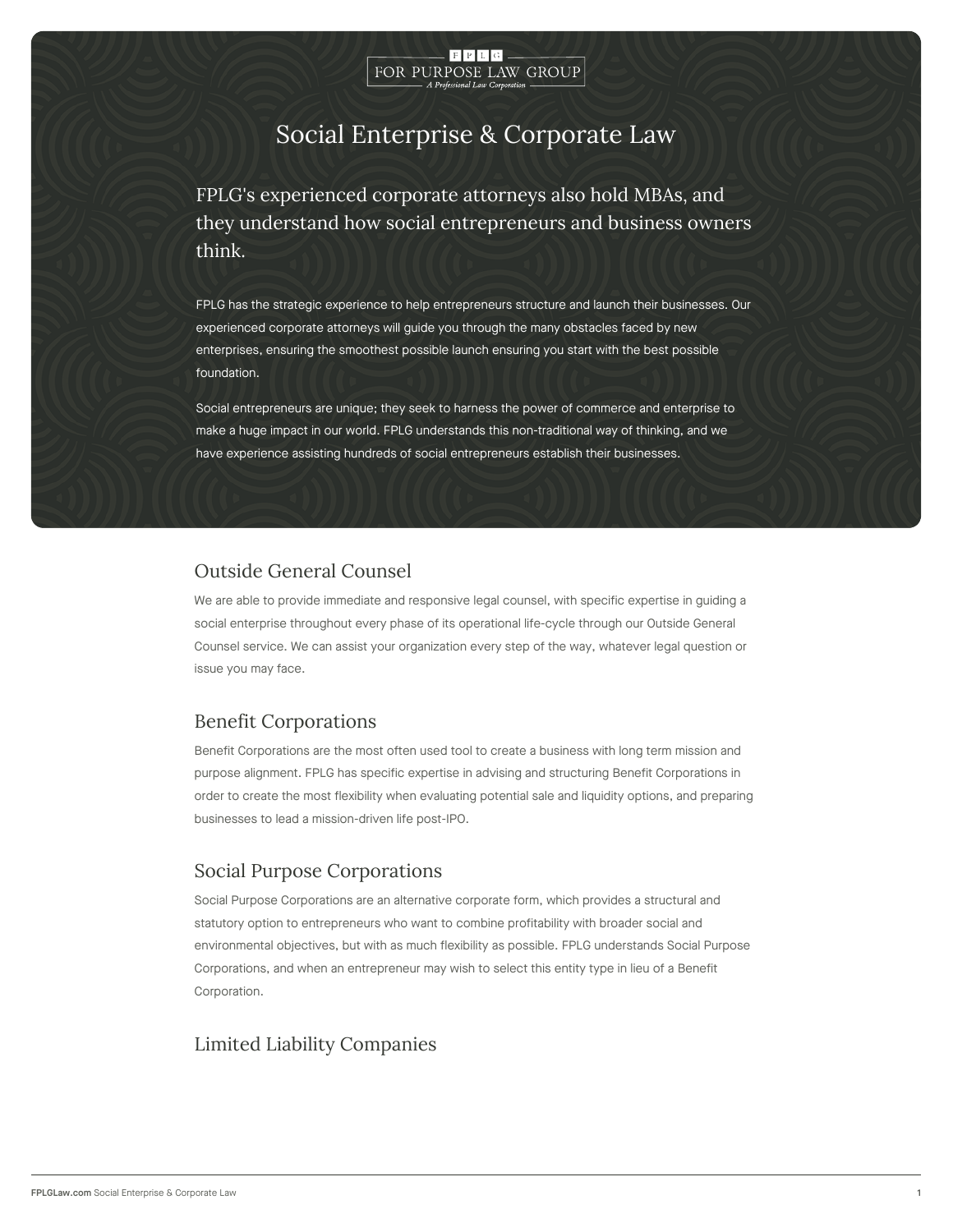FPLG
FOR PURPOSE LAW GROUP
*A Professional Law Corporation*

# Social Enterprise & Corporate Law

FPLG's experienced corporate attorneys also hold MBAs, and they understand how social entrepreneurs and business owners think.

FPLG has the strategic experience to help entrepreneurs structure and launch their businesses. Our experienced corporate attorneys will guide you through the many obstacles faced by new enterprises, ensuring the smoothest possible launch ensuring you start with the best possible foundation.

Social entrepreneurs are unique; they seek to harness the power of commerce and enterprise to make a huge impact in our world. FPLG understands this non-traditional way of thinking, and we have experience assisting hundreds of social entrepreneurs establish their businesses.

## Outside General Counsel

We are able to provide immediate and responsive legal counsel, with specific expertise in guiding a social enterprise throughout every phase of its operational life-cycle through our Outside General Counsel service. We can assist your organization every step of the way, whatever legal question or issue you may face.

## Benefit Corporations

Benefit Corporations are the most often used tool to create a business with long term mission and purpose alignment. FPLG has specific expertise in advising and structuring Benefit Corporations in order to create the most flexibility when evaluating potential sale and liquidity options, and preparing businesses to lead a mission-driven life post-IPO.

## Social Purpose Corporations

Social Purpose Corporations are an alternative corporate form, which provides a structural and statutory option to entrepreneurs who want to combine profitability with broader social and environmental objectives, but with as much flexibility as possible. FPLG understands Social Purpose Corporations, and when an entrepreneur may wish to select this entity type in lieu of a Benefit Corporation.

## Limited Liability Companies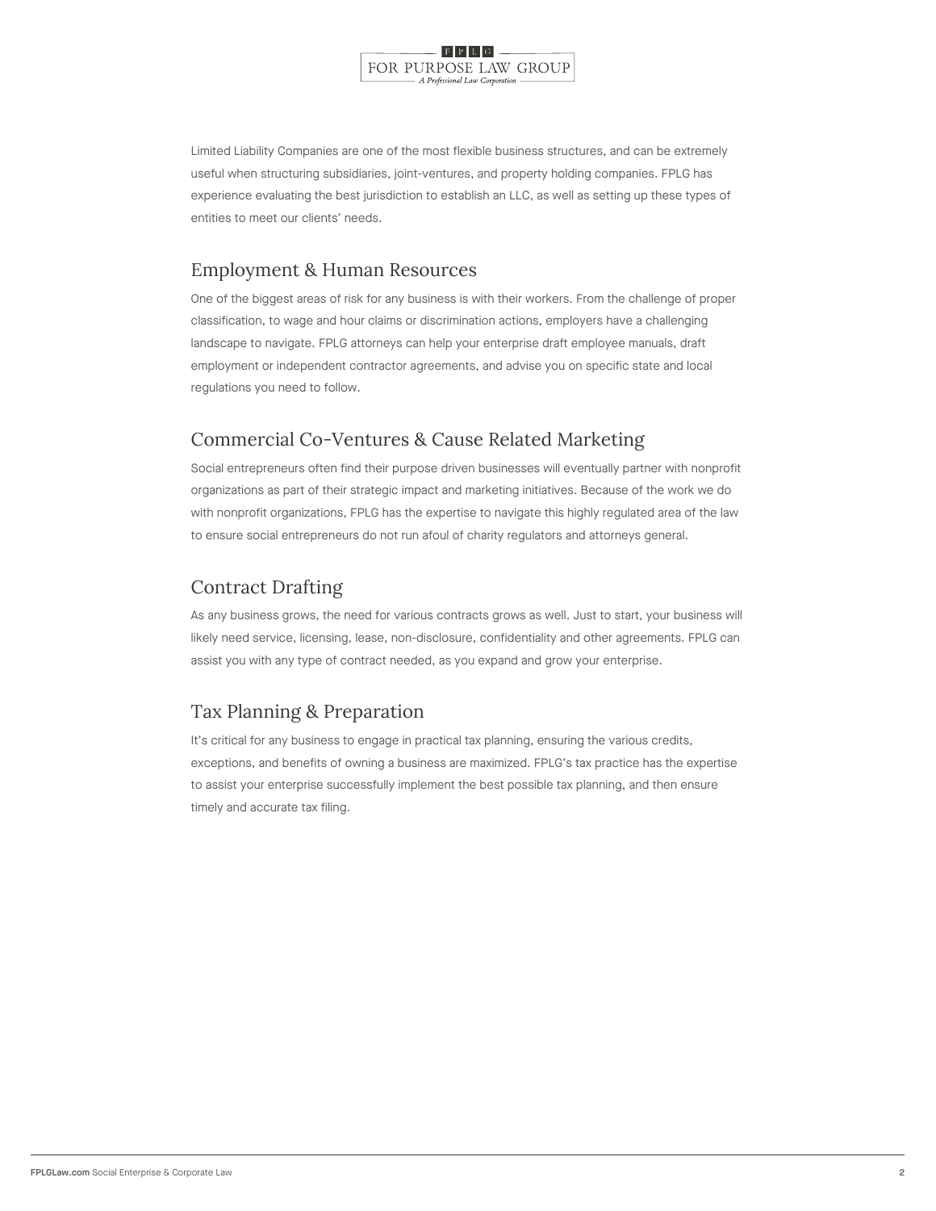Limited Liability Companies are one of the most flexible business structures, and can be extremely useful when structuring subsidiaries, joint-ventures, and property holding companies. FPLG has experience evaluating the best jurisdiction to establish an LLC, as well as setting up these types of entities to meet our clients' needs.

## Employment & Human Resources

One of the biggest areas of risk for any business is with their workers. From the challenge of proper classification, to wage and hour claims or discrimination actions, employers have a challenging landscape to navigate. FPLG attorneys can help your enterprise draft employee manuals, draft employment or independent contractor agreements, and advise you on specific state and local regulations you need to follow.

## Commercial Co-Ventures & Cause Related Marketing

Social entrepreneurs often find their purpose driven businesses will eventually partner with nonprofit organizations as part of their strategic impact and marketing initiatives. Because of the work we do with nonprofit organizations, FPLG has the expertise to navigate this highly regulated area of the law to ensure social entrepreneurs do not run afoul of charity regulators and attorneys general.

## Contract Drafting

As any business grows, the need for various contracts grows as well. Just to start, your business will likely need service, licensing, lease, non-disclosure, confidentiality and other agreements. FPLG can assist you with any type of contract needed, as you expand and grow your enterprise.

## Tax Planning & Preparation

It's critical for any business to engage in practical tax planning, ensuring the various credits, exceptions, and benefits of owning a business are maximized. FPLG's tax practice has the expertise to assist your enterprise successfully implement the best possible tax planning, and then ensure timely and accurate tax filing.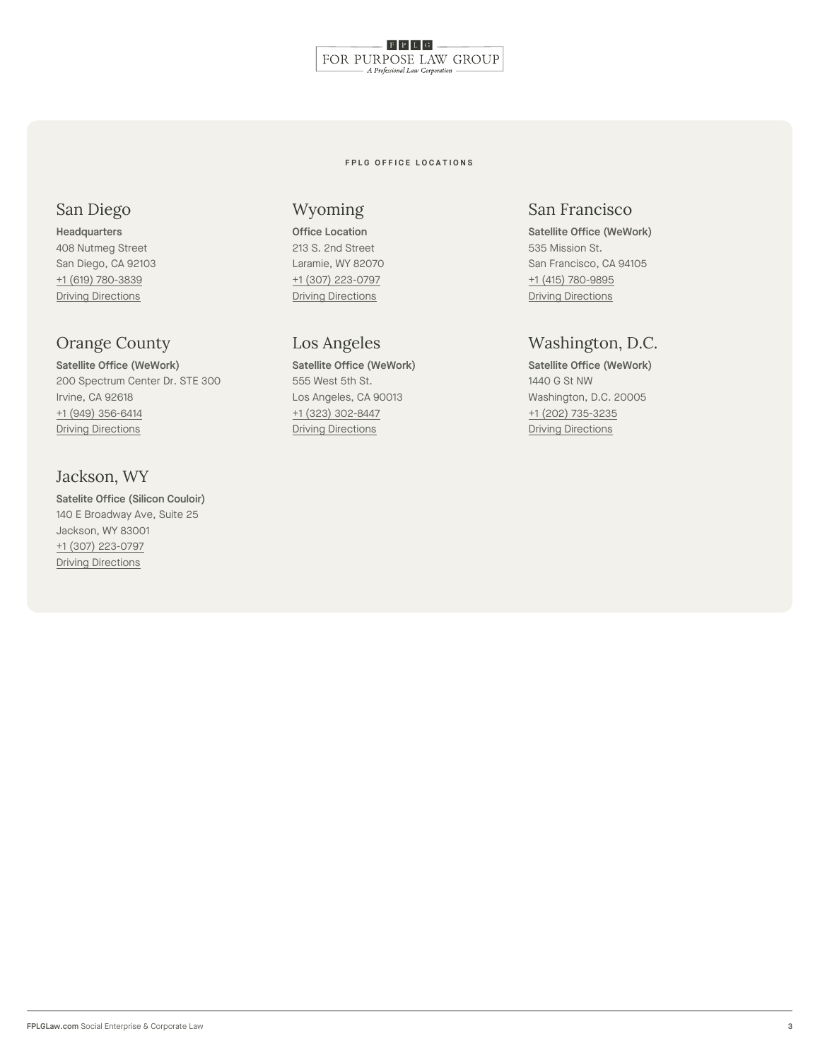FOR PURPOSE LAW GROUP
*A Professional Law Corporation*

**FPLG OFFICE LOCATIONS**

## San Diego

**Headquarters**
408 Nutmeg Street
San Diego, CA 92103
+1 (619) 780-3839
Driving Directions

## Wyoming

**Office Location**
213 S. 2nd Street
Laramie, WY 82070
+1 (307) 223-0797
Driving Directions

## San Francisco

**Satellite Office (WeWork)**
535 Mission St.
San Francisco, CA 94105
+1 (415) 780-9895
Driving Directions

## Orange County

**Satellite Office (WeWork)**
200 Spectrum Center Dr. STE 300
Irvine, CA 92618
+1 (949) 356-6414
Driving Directions

## Los Angeles

**Satellite Office (WeWork)**
555 West 5th St.
Los Angeles, CA 90013
+1 (323) 302-8447
Driving Directions

## Washington, D.C.

**Satellite Office (WeWork)**
1440 G St NW
Washington, D.C. 20005
+1 (202) 735-3235
Driving Directions

## Jackson, WY

**Satelite Office (Silicon Couloir)**
140 E Broadway Ave, Suite 25
Jackson, WY 83001
+1 (307) 223-0797
Driving Directions